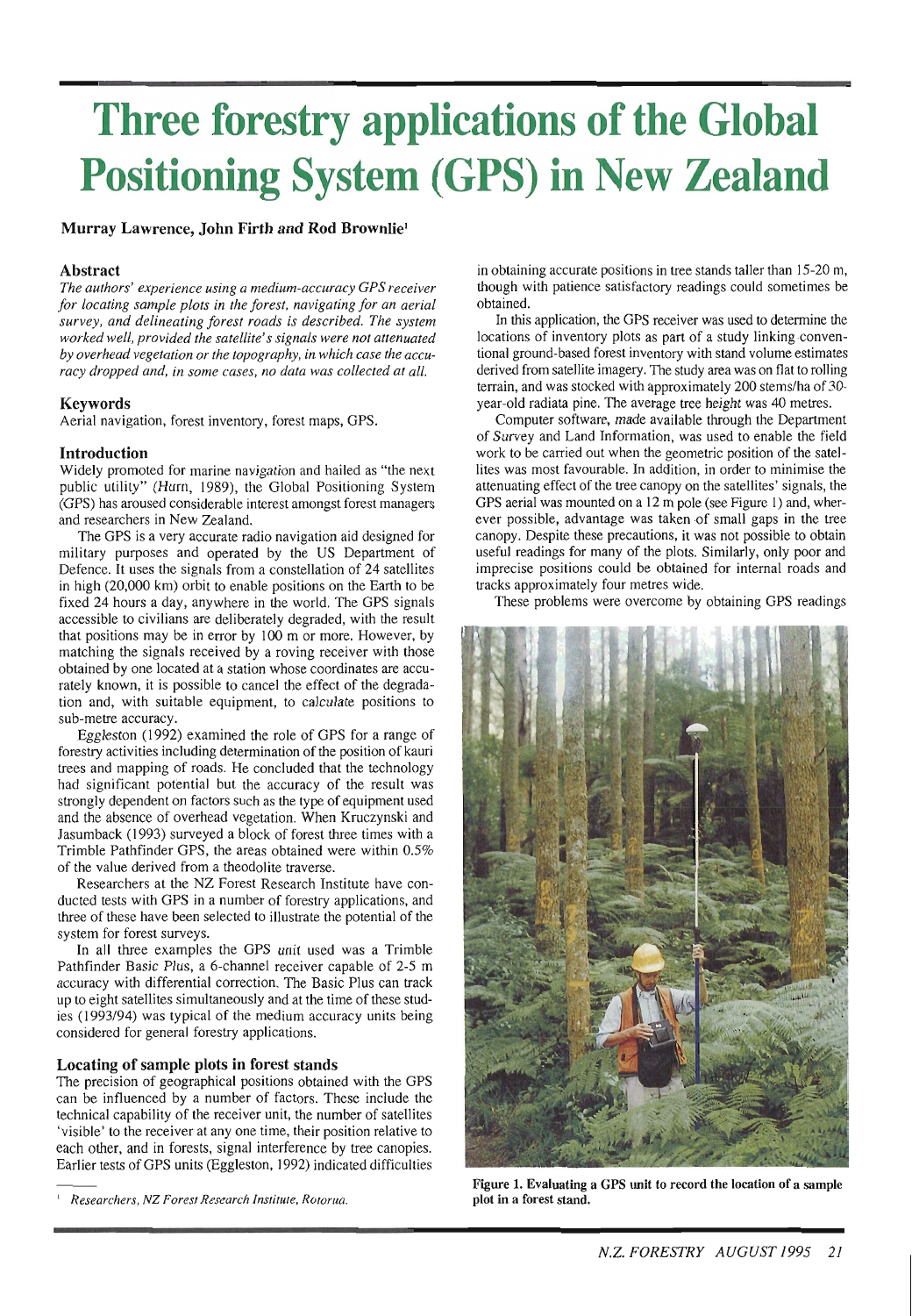# Three forestry applications of the Global Positioning System (GPS) in New Zealand

**Murray Lawrence, John Firth and Rod Brownlie**[1]

### Abstract

*The authors' experience using a medium-accuracy GPS receiver for locating sample plots in the forest, navigating for an aerial survey, and delineating forest roads is described. The system worked well, provided the satellite's signals were not attenuated by overhead vegetation or the topography, in which case the accuracy dropped and, in some cases, no data was collected at all.*

### Keywords

Aerial navigation, forest inventory, forest maps, GPS.

### Introduction

Widely promoted for marine navigation and hailed as "the next public utility" (Hurn, 1989), the Global Positioning System (GPS) has aroused considerable interest amongst forest managers and researchers in New Zealand.

The GPS is a very accurate radio navigation aid designed for military purposes and operated by the US Department of Defence. It uses the signals from a constellation of 24 satellites in high (20,000 km) orbit to enable positions on the Earth to be fixed 24 hours a day, anywhere in the world. The GPS signals accessible to civilians are deliberately degraded, with the result that positions may be in error by 100 m or more. However, by matching the signals received by a roving receiver with those obtained by one located at a station whose coordinates are accurately known, it is possible to cancel the effect of the degradation and, with suitable equipment, to calculate positions to sub-metre accuracy.

Eggleston (1992) examined the role of GPS for a range of forestry activities including determination of the position of kauri trees and mapping of roads. He concluded that the technology had significant potential but the accuracy of the result was strongly dependent on factors such as the type of equipment used and the absence of overhead vegetation. When Kruczynski and Jasumback (1993) surveyed a block of forest three times with a Trimble Pathfinder GPS, the areas obtained were within 0.5% of the value derived from a theodolite traverse.

Researchers at the NZ Forest Research Institute have conducted tests with GPS in a number of forestry applications, and three of these have been selected to illustrate the potential of the system for forest surveys.

In all three examples the GPS unit used was a Trimble Pathfinder Basic Plus, a 6-channel receiver capable of 2-5 m accuracy with differential correction. The Basic Plus can track up to eight satellites simultaneously and at the time of these studies (1993/94) was typical of the medium accuracy units being considered for general forestry applications.

### Locating of sample plots in forest stands

The precision of geographical positions obtained with the GPS can be influenced by a number of factors. These include the technical capability of the receiver unit, the number of satellites 'visible' to the receiver at any one time, their position relative to each other, and in forests, signal interference by tree canopies. Earlier tests of GPS units (Eggleston, 1992) indicated difficulties in obtaining accurate positions in tree stands taller than 15-20 m, though with patience satisfactory readings could sometimes be obtained.

In this application, the GPS receiver was used to determine the locations of inventory plots as part of a study linking conventional ground-based forest inventory with stand volume estimates derived from satellite imagery. The study area was on flat to rolling terrain, and was stocked with approximately 200 stems/ha of 30-year-old radiata pine. The average tree height was 40 metres.

Computer software, made available through the Department of Survey and Land Information, was used to enable the field work to be carried out when the geometric position of the satellites was most favourable. In addition, in order to minimise the attenuating effect of the tree canopy on the satellites' signals, the GPS aerial was mounted on a 12 m pole (see Figure 1) and, wherever possible, advantage was taken of small gaps in the tree canopy. Despite these precautions, it was not possible to obtain useful readings for many of the plots. Similarly, only poor and imprecise positions could be obtained for internal roads and tracks approximately four metres wide.

These problems were overcome by obtaining GPS readings

**Figure 1. Evaluating a GPS unit to record the location of a sample plot in a forest stand.**

[1] *Researchers, NZ Forest Research Institute, Rotorua.*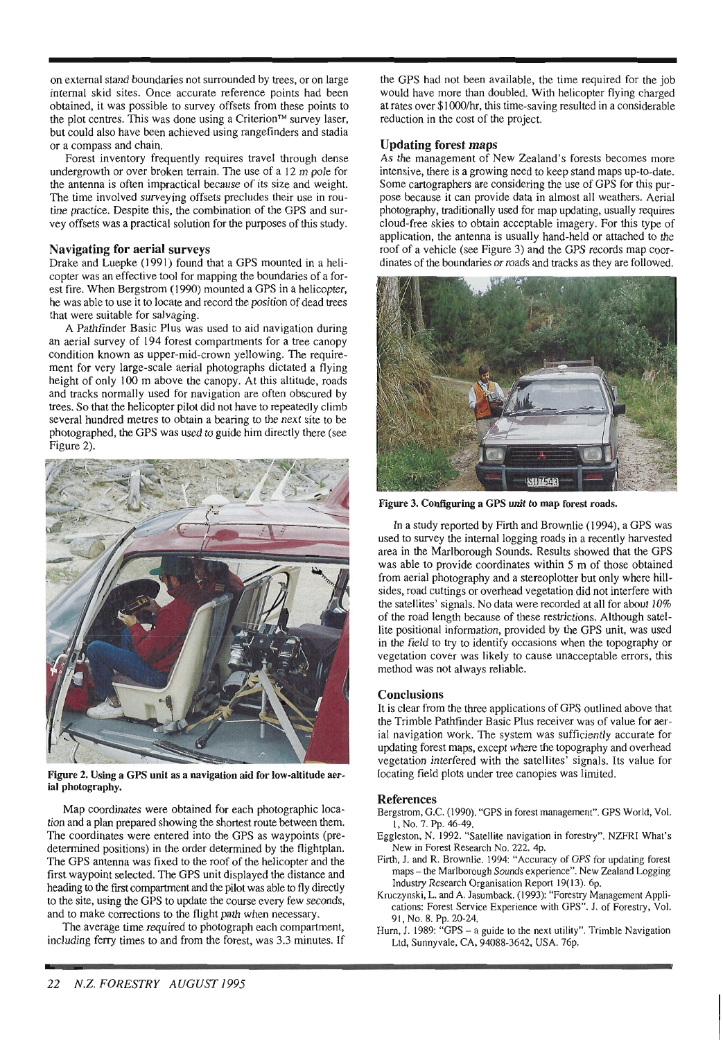on external stand boundaries not surrounded by trees, or on large internal skid sites. Once accurate reference points had been obtained, it was possible to survey offsets from these points to the plot centres. This was done using a Criterion™ survey laser, but could also have been achieved using rangefinders and stadia or a compass and chain.

Forest inventory frequently requires travel through dense undergrowth or over broken terrain. The use of a 12 m pole for the antenna is often impractical because of its size and weight. The time involved surveying offsets precludes their use in routine practice. Despite this, the combination of the GPS and survey offsets was a practical solution for the purposes of this study.

### Navigating for aerial surveys

Drake and Luepke (1991) found that a GPS mounted in a helicopter was an effective tool for mapping the boundaries of a forest fire. When Bergstrom (1990) mounted a GPS in a helicopter, he was able to use it to locate and record the position of dead trees that were suitable for salvaging.

A Pathfinder Basic Plus was used to aid navigation during an aerial survey of 194 forest compartments for a tree canopy condition known as upper-mid-crown yellowing. The requirement for very large-scale aerial photographs dictated a flying height of only 100 m above the canopy. At this altitude, roads and tracks normally used for navigation are often obscured by trees. So that the helicopter pilot did not have to repeatedly climb several hundred metres to obtain a bearing to the next site to be photographed, the GPS was used to guide him directly there (see Figure 2).

**Figure 2. Using a GPS unit as a navigation aid for low-altitude aerial photography.**

Map coordinates were obtained for each photographic location and a plan prepared showing the shortest route between them. The coordinates were entered into the GPS as waypoints (predetermined positions) in the order determined by the flightplan. The GPS antenna was fixed to the roof of the helicopter and the first waypoint selected. The GPS unit displayed the distance and heading to the first compartment and the pilot was able to fly directly to the site, using the GPS to update the course every few seconds, and to make corrections to the flight path when necessary.

The average time required to photograph each compartment, including ferry times to and from the forest, was 3.3 minutes. If the GPS had not been available, the time required for the job would have more than doubled. With helicopter flying charged at rates over $1000/hr, this time-saving resulted in a considerable reduction in the cost of the project.

### Updating forest maps

As the management of New Zealand's forests becomes more intensive, there is a growing need to keep stand maps up-to-date. Some cartographers are considering the use of GPS for this purpose because it can provide data in almost all weathers. Aerial photography, traditionally used for map updating, usually requires cloud-free skies to obtain acceptable imagery. For this type of application, the antenna is usually hand-held or attached to the roof of a vehicle (see Figure 3) and the GPS records map coordinates of the boundaries or roads and tracks as they are followed.

**Figure 3. Configuring a GPS unit to map forest roads.**

In a study reported by Firth and Brownlie (1994), a GPS was used to survey the internal logging roads in a recently harvested area in the Marlborough Sounds. Results showed that the GPS was able to provide coordinates within 5 m of those obtained from aerial photography and a stereoplotter but only where hillsides, road cuttings or overhead vegetation did not interfere with the satellites' signals. No data were recorded at all for about 10% of the road length because of these restrictions. Although satellite positional information, provided by the GPS unit, was used in the field to try to identify occasions when the topography or vegetation cover was likely to cause unacceptable errors, this method was not always reliable.

### Conclusions

It is clear from the three applications of GPS outlined above that the Trimble Pathfinder Basic Plus receiver was of value for aerial navigation work. The system was sufficiently accurate for updating forest maps, except where the topography and overhead vegetation interfered with the satellites' signals. Its value for locating field plots under tree canopies was limited.

### References

Bergstrom, G.C. (1990). "GPS in forest management". GPS World, Vol. 1, No. 7. Pp. 46-49.

Eggleston, N. 1992. "Satellite navigation in forestry". NZFRI What's New in Forest Research No. 222. 4p.

Firth, J. and R. Brownlie. 1994: "Accuracy of GPS for updating forest maps – the Marlborough Sounds experience". New Zealand Logging Industry Research Organisation Report 19(13). 6p.

Kruczynski, L. and A. Jasumback. (1993): "Forestry Management Applications: Forest Service Experience with GPS". J. of Forestry, Vol. 91, No. 8. Pp. 20-24.

Hurn, J. 1989: "GPS – a guide to the next utility". Trimble Navigation Ltd, Sunnyvale, CA, 94088-3642, USA. 76p.